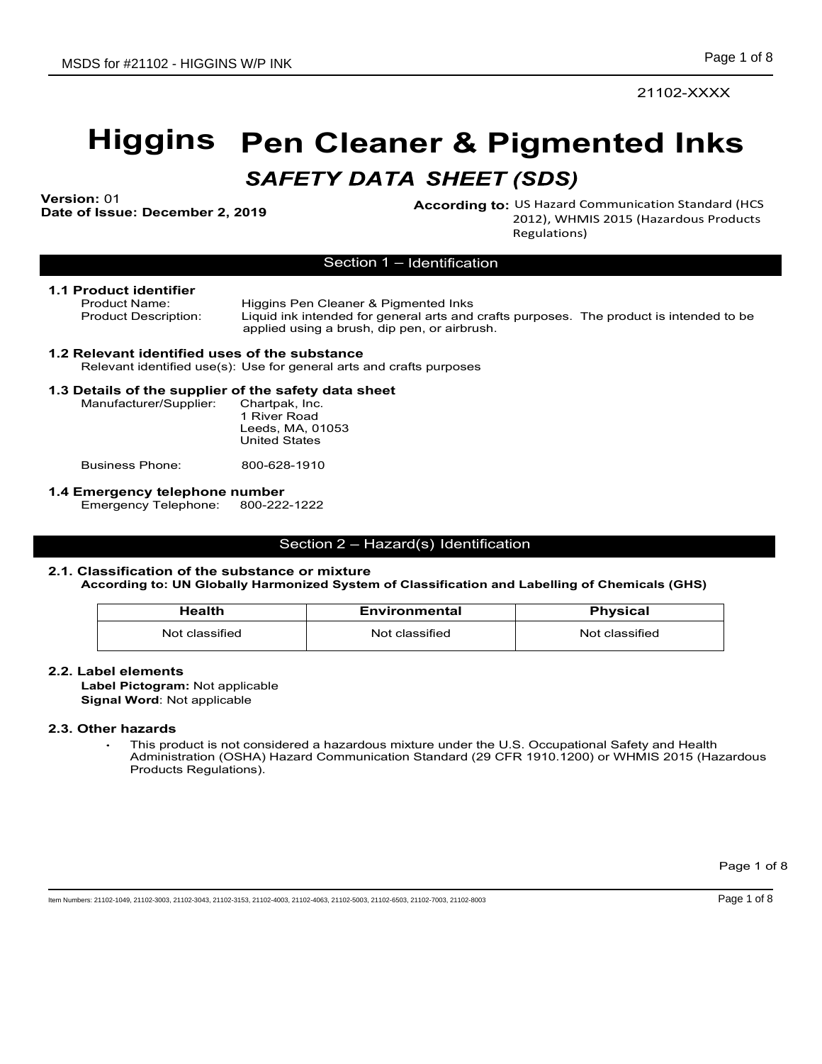21102-XXXX

# Higgins Pen Cleaner & Pigmented Inks

## *SAFETY DATA SHEET (SDS)*

**Version:** 01
**Date of Issue: December 2, 2019**

**According to:** US Hazard Communication Standard (HCS 2012), WHMIS 2015 (Hazardous Products Regulations)

## Section 1 – Identification

### 1.1 Product identifier

Product Name: Higgins Pen Cleaner & Pigmented Inks
Product Description: Liquid ink intended for general arts and crafts purposes. The product is intended to be applied using a brush, dip pen, or airbrush.

### 1.2 Relevant identified uses of the substance

Relevant identified use(s): Use for general arts and crafts purposes

### 1.3 Details of the supplier of the safety data sheet

Manufacturer/Supplier: Chartpak, Inc.
1 River Road
Leeds, MA, 01053
United States

Business Phone: 800-628-1910

### 1.4 Emergency telephone number

Emergency Telephone: 800-222-1222

## Section 2 – Hazard(s) Identification

### 2.1. Classification of the substance or mixture

**According to: UN Globally Harmonized System of Classification and Labelling of Chemicals (GHS)**

| Health | Environmental | Physical |
|---|---|---|
| Not classified | Not classified | Not classified |

### 2.2. Label elements

**Label Pictogram:** Not applicable
**Signal Word**: Not applicable

### 2.3. Other hazards

- This product is not considered a hazardous mixture under the U.S. Occupational Safety and Health Administration (OSHA) Hazard Communication Standard (29 CFR 1910.1200) or WHMIS 2015 (Hazardous Products Regulations).

Item Numbers: 21102-1049, 21102-3003, 21102-3043, 21102-3153, 21102-4003, 21102-4063, 21102-5003, 21102-6503, 21102-7003, 21102-8003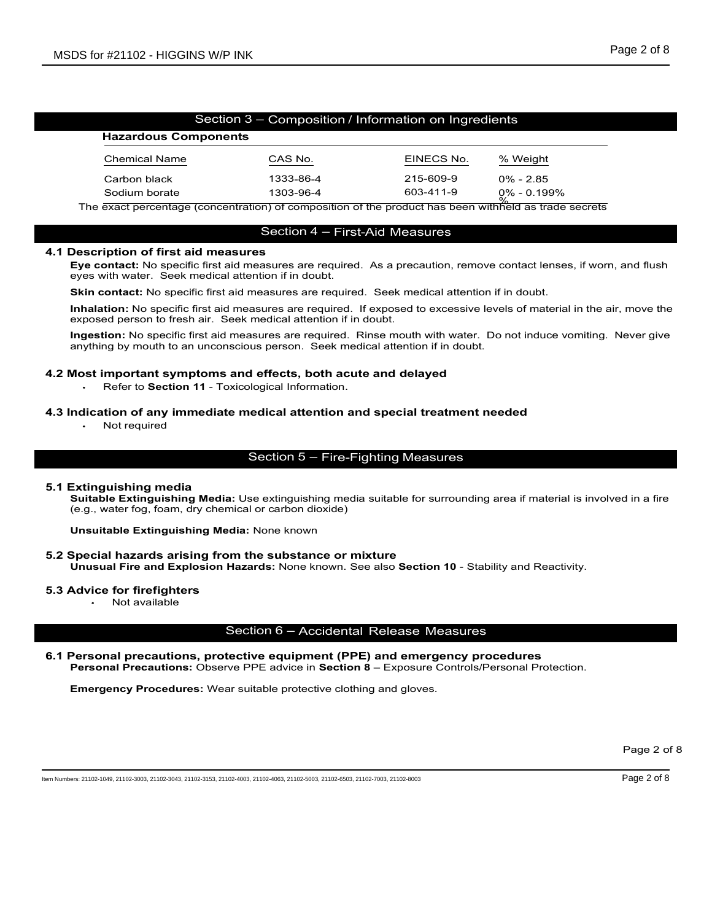## Section 3 – Composition / Information on Ingredients

### Hazardous Components

| Chemical Name | CAS No. | EINECS No. | % Weight |
| --- | --- | --- | --- |
| Carbon black | 1333-86-4 | 215-609-9 | 0% - 2.85 % |
| Sodium borate | 1303-96-4 | 603-411-9 | 0% - 0.199% |

The exact percentage (concentration) of composition of the product has been withheld as trade secrets

## Section 4 – First-Aid Measures

### 4.1 Description of first aid measures

**Eye contact:** No specific first aid measures are required. As a precaution, remove contact lenses, if worn, and flush eyes with water. Seek medical attention if in doubt.

**Skin contact:** No specific first aid measures are required. Seek medical attention if in doubt.

**Inhalation:** No specific first aid measures are required. If exposed to excessive levels of material in the air, move the exposed person to fresh air. Seek medical attention if in doubt.

**Ingestion:** No specific first aid measures are required. Rinse mouth with water. Do not induce vomiting. Never give anything by mouth to an unconscious person. Seek medical attention if in doubt.

### 4.2 Most important symptoms and effects, both acute and delayed

- Refer to **Section 11** - Toxicological Information.

### 4.3 Indication of any immediate medical attention and special treatment needed

- Not required

## Section 5 – Fire-Fighting Measures

### 5.1 Extinguishing media

**Suitable Extinguishing Media:** Use extinguishing media suitable for surrounding area if material is involved in a fire (e.g., water fog, foam, dry chemical or carbon dioxide)

**Unsuitable Extinguishing Media:** None known

### 5.2 Special hazards arising from the substance or mixture

**Unusual Fire and Explosion Hazards:** None known. See also **Section 10** - Stability and Reactivity.

### 5.3 Advice for firefighters

- Not available

## Section 6 – Accidental Release Measures

### 6.1 Personal precautions, protective equipment (PPE) and emergency procedures

**Personal Precautions:** Observe PPE advice in **Section 8** – Exposure Controls/Personal Protection.

**Emergency Procedures:** Wear suitable protective clothing and gloves.

Item Numbers: 21102-1049, 21102-3003, 21102-3043, 21102-3153, 21102-4003, 21102-4063, 21102-5003, 21102-6503, 21102-7003, 21102-8003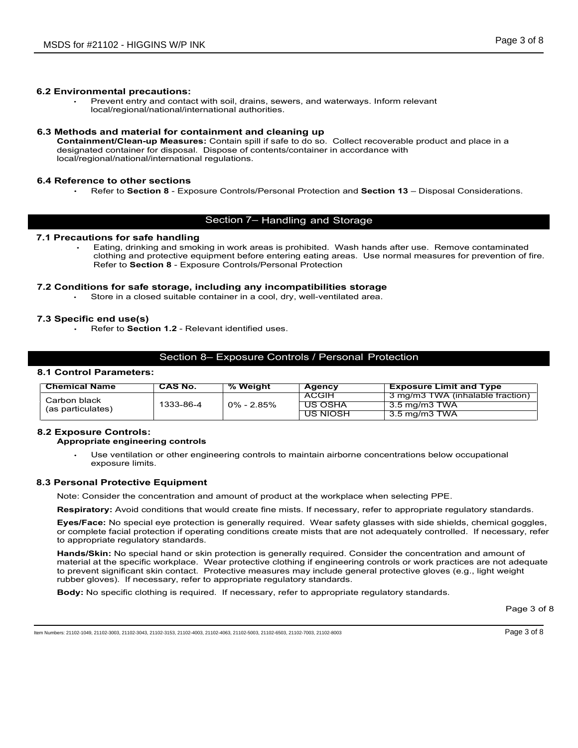### 6.2 Environmental precautions:

- Prevent entry and contact with soil, drains, sewers, and waterways. Inform relevant local/regional/national/international authorities.

### 6.3 Methods and material for containment and cleaning up

**Containment/Clean-up Measures:** Contain spill if safe to do so. Collect recoverable product and place in a designated container for disposal. Dispose of contents/container in accordance with local/regional/national/international regulations.

### 6.4 Reference to other sections

- Refer to **Section 8** - Exposure Controls/Personal Protection and **Section 13** – Disposal Considerations.

## Section 7– Handling and Storage

### 7.1 Precautions for safe handling

- Eating, drinking and smoking in work areas is prohibited. Wash hands after use. Remove contaminated clothing and protective equipment before entering eating areas. Use normal measures for prevention of fire. Refer to **Section 8** - Exposure Controls/Personal Protection

### 7.2 Conditions for safe storage, including any incompatibilities storage

- Store in a closed suitable container in a cool, dry, well-ventilated area.

### 7.3 Specific end use(s)

- Refer to **Section 1.2** - Relevant identified uses.

## Section 8– Exposure Controls / Personal Protection

### 8.1 Control Parameters:

| Chemical Name | CAS No. | % Weight | Agency | Exposure Limit and Type |
|---|---|---|---|---|
| Carbon black (as particulates) | 1333-86-4 | 0% - 2.85% | ACGIH | 3 mg/m3 TWA (inhalable fraction) |
| | | | US OSHA | 3.5 mg/m3 TWA |
| | | | US NIOSH | 3.5 mg/m3 TWA |

### 8.2 Exposure Controls:

**Appropriate engineering controls**

- Use ventilation or other engineering controls to maintain airborne concentrations below occupational exposure limits.

### 8.3 Personal Protective Equipment

Note: Consider the concentration and amount of product at the workplace when selecting PPE.

**Respiratory:** Avoid conditions that would create fine mists. If necessary, refer to appropriate regulatory standards.

**Eyes/Face:** No special eye protection is generally required. Wear safety glasses with side shields, chemical goggles, or complete facial protection if operating conditions create mists that are not adequately controlled. If necessary, refer to appropriate regulatory standards.

**Hands/Skin:** No special hand or skin protection is generally required. Consider the concentration and amount of material at the specific workplace. Wear protective clothing if engineering controls or work practices are not adequate to prevent significant skin contact. Protective measures may include general protective gloves (e.g., light weight rubber gloves). If necessary, refer to appropriate regulatory standards.

**Body:** No specific clothing is required. If necessary, refer to appropriate regulatory standards.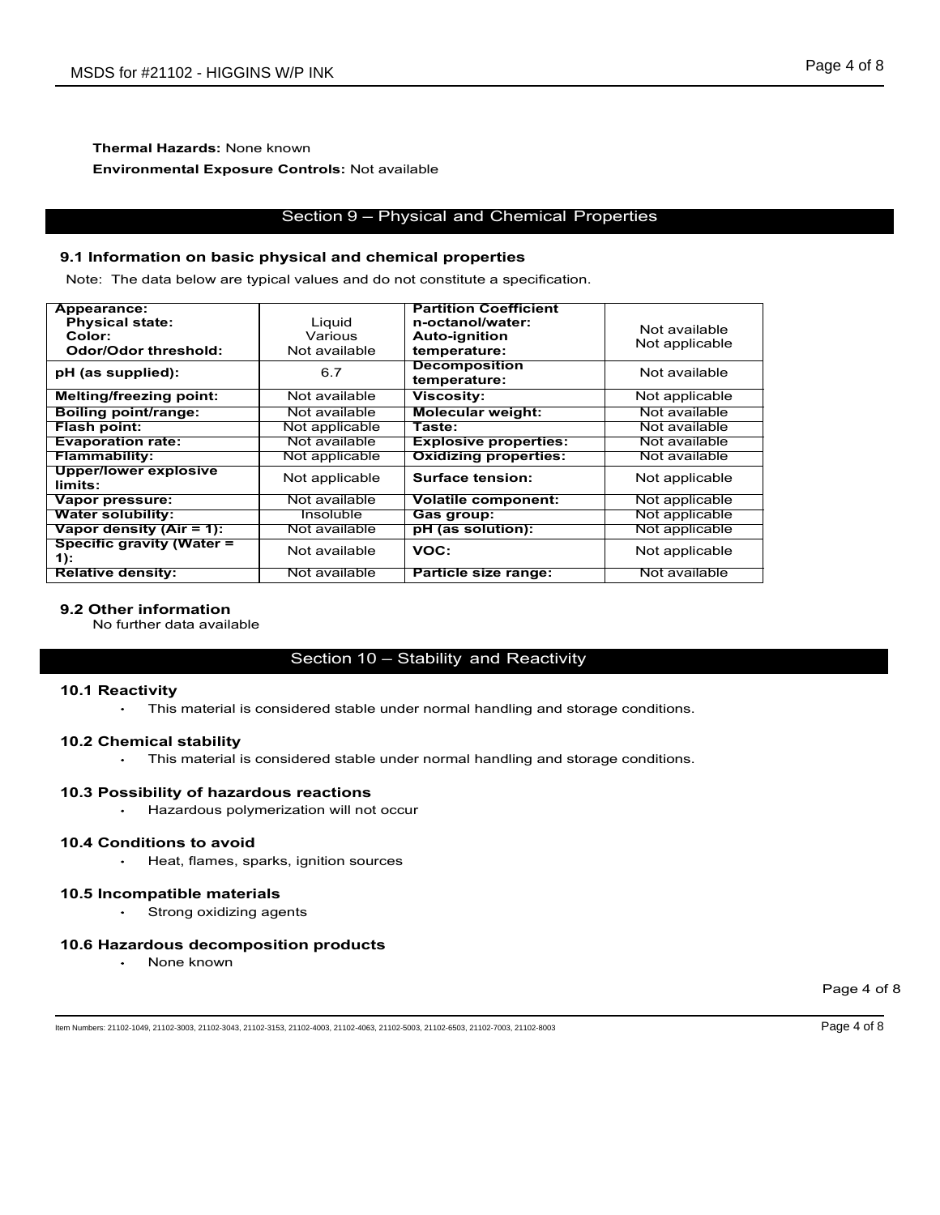**Thermal Hazards:** None known

**Environmental Exposure Controls:** Not available

## Section 9 – Physical and Chemical Properties

### 9.1 Information on basic physical and chemical properties

Note: The data below are typical values and do not constitute a specification.

| Property | Value | Property | Value |
|---|---|---|---|
| **Appearance:**<br>**Physical state:**<br>**Color:**<br>**Odor/Odor threshold:** | Liquid<br>Various<br>Not available | **Partition Coefficient n-octanol/water:**<br>**Auto-ignition temperature:** | Not available<br>Not applicable |
| **pH (as supplied):** | 6.7 | **Decomposition temperature:** | Not available |
| **Melting/freezing point:** | Not available | **Viscosity:** | Not applicable |
| **Boiling point/range:** | Not available | **Molecular weight:** | Not available |
| **Flash point:** | Not applicable | **Taste:** | Not available |
| **Evaporation rate:** | Not available | **Explosive properties:** | Not available |
| **Flammability:** | Not applicable | **Oxidizing properties:** | Not available |
| **Upper/lower explosive limits:** | Not applicable | **Surface tension:** | Not applicable |
| **Vapor pressure:** | Not available | **Volatile component:** | Not applicable |
| **Water solubility:** | Insoluble | **Gas group:** | Not applicable |
| **Vapor density (Air = 1):** | Not available | **pH (as solution):** | Not applicable |
| **Specific gravity (Water = 1):** | Not available | **VOC:** | Not applicable |
| **Relative density:** | Not available | **Particle size range:** | Not available |

### 9.2 Other information

No further data available

## Section 10 – Stability and Reactivity

### 10.1 Reactivity

- This material is considered stable under normal handling and storage conditions.

### 10.2 Chemical stability

- This material is considered stable under normal handling and storage conditions.

### 10.3 Possibility of hazardous reactions

- Hazardous polymerization will not occur

### 10.4 Conditions to avoid

- Heat, flames, sparks, ignition sources

### 10.5 Incompatible materials

- Strong oxidizing agents

### 10.6 Hazardous decomposition products

- None known

Item Numbers: 21102-1049, 21102-3003, 21102-3043, 21102-3153, 21102-4003, 21102-4063, 21102-5003, 21102-6503, 21102-7003, 21102-8003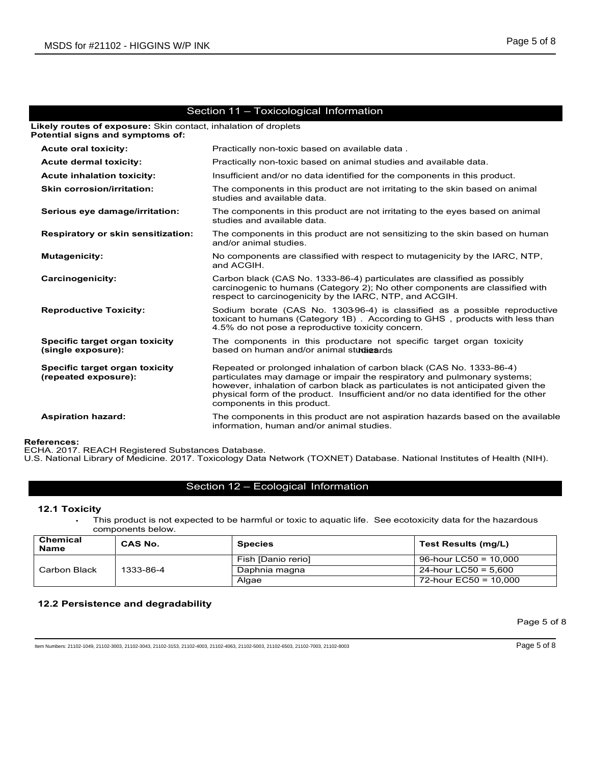## Section 11 – Toxicological Information

**Likely routes of exposure:** Skin contact, inhalation of droplets

**Potential signs and symptoms of:**

| | |
|---|---|
| **Acute oral toxicity:** | Practically non-toxic based on available data . |
| **Acute dermal toxicity:** | Practically non-toxic based on animal studies and available data. |
| **Acute inhalation toxicity:** | Insufficient and/or no data identified for the components in this product. |
| **Skin corrosion/irritation:** | The components in this product are not irritating to the skin based on animal studies and available data. |
| **Serious eye damage/irritation:** | The components in this product are not irritating to the eyes based on animal studies and available data. |
| **Respiratory or skin sensitization:** | The components in this product are not sensitizing to the skin based on human and/or animal studies. |
| **Mutagenicity:** | No components are classified with respect to mutagenicity by the IARC, NTP, and ACGIH. |
| **Carcinogenicity:** | Carbon black (CAS No. 1333-86-4) particulates are classified as possibly carcinogenic to humans (Category 2); No other components are classified with respect to carcinogenicity by the IARC, NTP, and ACGIH. |
| **Reproductive Toxicity:** | Sodium borate (CAS No. 1303-96-4) is classified as a possible reproductive toxicant to humans (Category 1B) . According to GHS , products with less than 4.5% do not pose a reproductive toxicity concern. |
| **Specific target organ toxicity (single exposure):** | The components in this productare not specific target organ toxicity hazards based on human and/or animal studies |
| **Specific target organ toxicity (repeated exposure):** | Repeated or prolonged inhalation of carbon black (CAS No. 1333-86-4) particulates may damage or impair the respiratory and pulmonary systems; however, inhalation of carbon black as particulates is not anticipated given the physical form of the product. Insufficient and/or no data identified for the other components in this product. |
| **Aspiration hazard:** | The components in this product are not aspiration hazards based on the available information, human and/or animal studies. |

**References:**

ECHA. 2017. REACH Registered Substances Database.

U.S. National Library of Medicine. 2017. Toxicology Data Network (TOXNET) Database. National Institutes of Health (NIH).

## Section 12 – Ecological Information

### 12.1 Toxicity

- This product is not expected to be harmful or toxic to aquatic life. See ecotoxicity data for the hazardous components below.

| Chemical Name | CAS No. | Species | Test Results (mg/L) |
|---|---|---|---|
| Carbon Black | 1333-86-4 | Fish [Danio rerio] | 96-hour LC50 = 10,000 |
| | | Daphnia magna | 24-hour LC50 = 5,600 |
| | | Algae | 72-hour EC50 = 10,000 |

### 12.2 Persistence and degradability

Item Numbers: 21102-1049, 21102-3003, 21102-3043, 21102-3153, 21102-4003, 21102-4063, 21102-5003, 21102-6503, 21102-7003, 21102-8003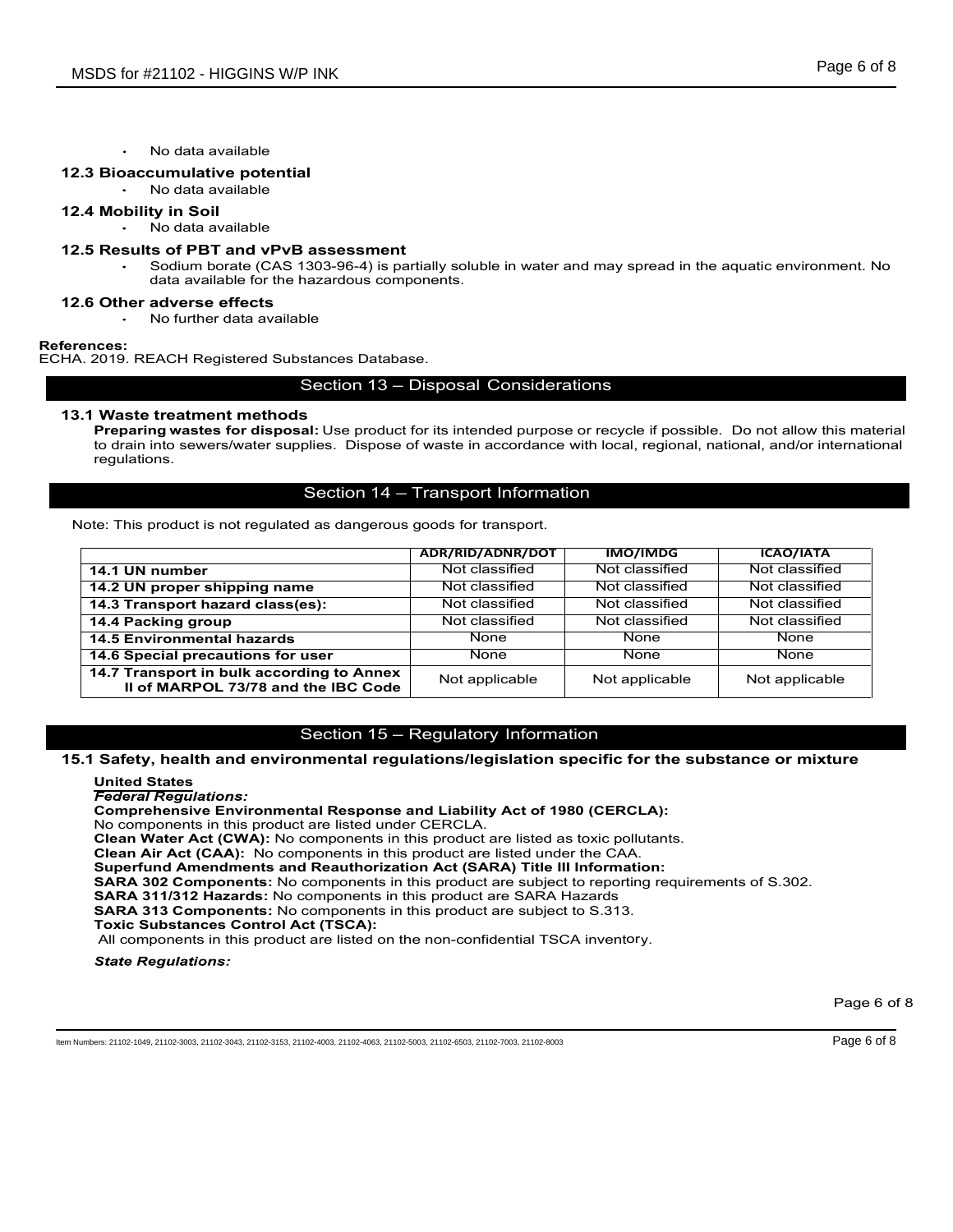- No data available

### 12.3 Bioaccumulative potential

- No data available

### 12.4 Mobility in Soil

- No data available

### 12.5 Results of PBT and vPvB assessment

- Sodium borate (CAS 1303-96-4) is partially soluble in water and may spread in the aquatic environment. No data available for the hazardous components.

### 12.6 Other adverse effects

- No further data available

**References:**
ECHA. 2019. REACH Registered Substances Database.

## Section 13 – Disposal Considerations

### 13.1 Waste treatment methods

**Preparing wastes for disposal:** Use product for its intended purpose or recycle if possible. Do not allow this material to drain into sewers/water supplies. Dispose of waste in accordance with local, regional, national, and/or international regulations.

## Section 14 – Transport Information

Note: This product is not regulated as dangerous goods for transport.

| | ADR/RID/ADNR/DOT | IMO/IMDG | ICAO/IATA |
|---|---|---|---|
| **14.1 UN number** | Not classified | Not classified | Not classified |
| **14.2 UN proper shipping name** | Not classified | Not classified | Not classified |
| **14.3 Transport hazard class(es):** | Not classified | Not classified | Not classified |
| **14.4 Packing group** | Not classified | Not classified | Not classified |
| **14.5 Environmental hazards** | None | None | None |
| **14.6 Special precautions for user** | None | None | None |
| **14.7 Transport in bulk according to Annex II of MARPOL 73/78 and the IBC Code** | Not applicable | Not applicable | Not applicable |

## Section 15 – Regulatory Information

### 15.1 Safety, health and environmental regulations/legislation specific for the substance or mixture

**United States**

***Federal Regulations:***

**Comprehensive Environmental Response and Liability Act of 1980 (CERCLA):**
No components in this product are listed under CERCLA.
**Clean Water Act (CWA):** No components in this product are listed as toxic pollutants.
**Clean Air Act (CAA):** No components in this product are listed under the CAA.
**Superfund Amendments and Reauthorization Act (SARA) Title III Information:**
**SARA 302 Components:** No components in this product are subject to reporting requirements of S.302.
**SARA 311/312 Hazards:** No components in this product are SARA Hazards
**SARA 313 Components:** No components in this product are subject to S.313.
**Toxic Substances Control Act (TSCA):**
All components in this product are listed on the non-confidential TSCA inventory.

***State Regulations:***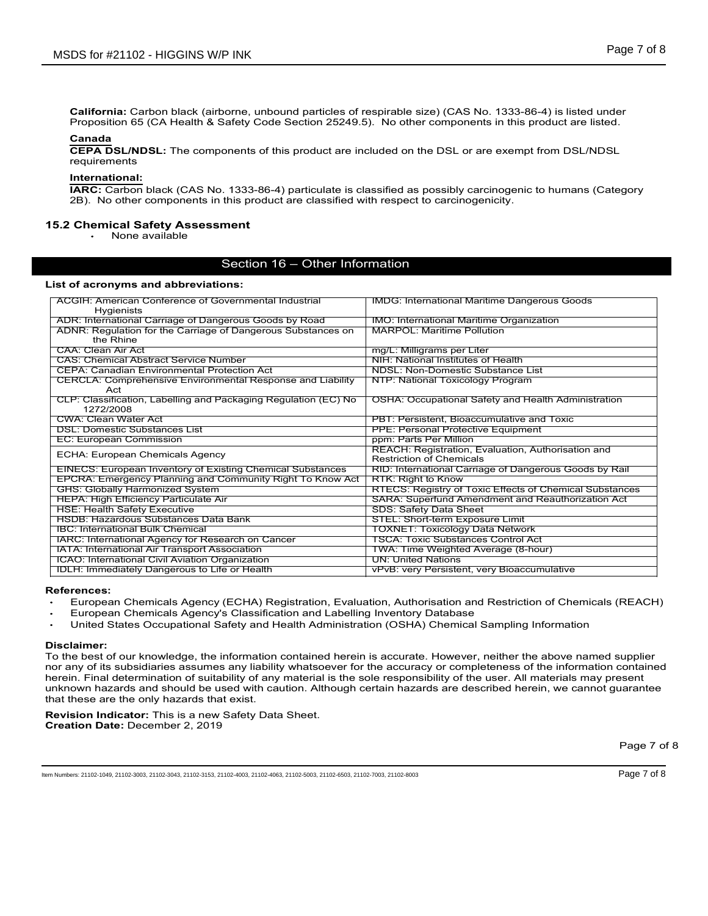**California:** Carbon black (airborne, unbound particles of respirable size) (CAS No. 1333-86-4) is listed under Proposition 65 (CA Health & Safety Code Section 25249.5). No other components in this product are listed.

**Canada**

**CEPA DSL/NDSL:** The components of this product are included on the DSL or are exempt from DSL/NDSL requirements

**International:**

**IARC:** Carbon black (CAS No. 1333-86-4) particulate is classified as possibly carcinogenic to humans (Category 2B). No other components in this product are classified with respect to carcinogenicity.

### 15.2 Chemical Safety Assessment

- None available

## Section 16 – Other Information

**List of acronyms and abbreviations:**

| | |
|---|---|
| ACGIH: American Conference of Governmental Industrial Hygienists | IMDG: International Maritime Dangerous Goods |
| ADR: International Carriage of Dangerous Goods by Road | IMO: International Maritime Organization |
| ADNR: Regulation for the Carriage of Dangerous Substances on the Rhine | MARPOL: Maritime Pollution |
| CAA: Clean Air Act | mg/L: Milligrams per Liter |
| CAS: Chemical Abstract Service Number | NIH: National Institutes of Health |
| CEPA: Canadian Environmental Protection Act | NDSL: Non-Domestic Substance List |
| CERCLA: Comprehensive Environmental Response and Liability Act | NTP: National Toxicology Program |
| CLP: Classification, Labelling and Packaging Regulation (EC) No 1272/2008 | OSHA: Occupational Safety and Health Administration |
| CWA: Clean Water Act | PBT: Persistent, Bioaccumulative and Toxic |
| DSL: Domestic Substances List | PPE: Personal Protective Equipment |
| EC: European Commission | ppm: Parts Per Million |
| ECHA: European Chemicals Agency | REACH: Registration, Evaluation, Authorisation and Restriction of Chemicals |
| EINECS: European Inventory of Existing Chemical Substances | RID: International Carriage of Dangerous Goods by Rail |
| EPCRA: Emergency Planning and Community Right To Know Act | RTK: Right to Know |
| GHS: Globally Harmonized System | RTECS: Registry of Toxic Effects of Chemical Substances |
| HEPA: High Efficiency Particulate Air | SARA: Superfund Amendment and Reauthorization Act |
| HSE: Health Safety Executive | SDS: Safety Data Sheet |
| HSDB: Hazardous Substances Data Bank | STEL: Short-term Exposure Limit |
| IBC: International Bulk Chemical | TOXNET: Toxicology Data Network |
| IARC: International Agency for Research on Cancer | TSCA: Toxic Substances Control Act |
| IATA: International Air Transport Association | TWA: Time Weighted Average (8-hour) |
| ICAO: International Civil Aviation Organization | UN: United Nations |
| IDLH: Immediately Dangerous to Life or Health | vPvB: very Persistent, very Bioaccumulative |

**References:**

- European Chemicals Agency (ECHA) Registration, Evaluation, Authorisation and Restriction of Chemicals (REACH)
- European Chemicals Agency's Classification and Labelling Inventory Database
- United States Occupational Safety and Health Administration (OSHA) Chemical Sampling Information

**Disclaimer:**

To the best of our knowledge, the information contained herein is accurate. However, neither the above named supplier nor any of its subsidiaries assumes any liability whatsoever for the accuracy or completeness of the information contained herein. Final determination of suitability of any material is the sole responsibility of the user. All materials may present unknown hazards and should be used with caution. Although certain hazards are described herein, we cannot guarantee that these are the only hazards that exist.

**Revision Indicator:** This is a new Safety Data Sheet.
**Creation Date:** December 2, 2019

Item Numbers: 21102-1049, 21102-3003, 21102-3043, 21102-3153, 21102-4003, 21102-4063, 21102-5003, 21102-6503, 21102-7003, 21102-8003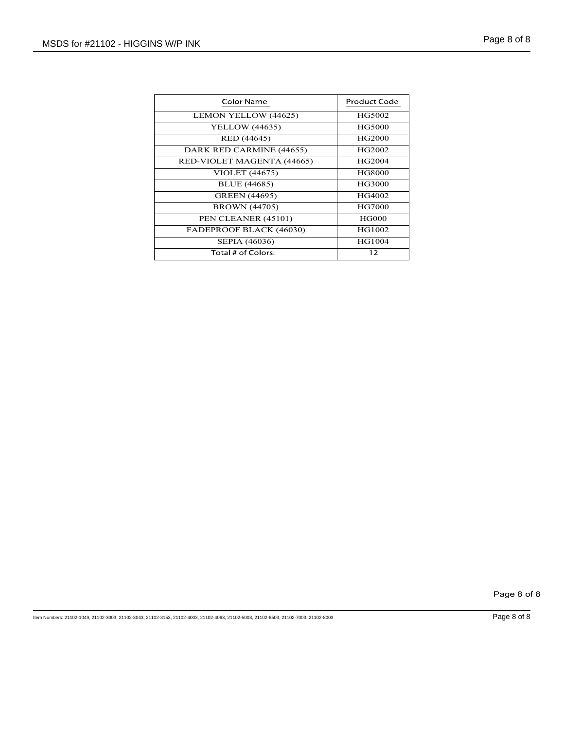| Color Name | Product Code |
| --- | --- |
| LEMON YELLOW (44625) | HG5002 |
| YELLOW (44635) | HG5000 |
| RED (44645) | HG2000 |
| DARK RED CARMINE (44655) | HG2002 |
| RED-VIOLET MAGENTA (44665) | HG2004 |
| VIOLET (44675) | HG8000 |
| BLUE (44685) | HG3000 |
| GREEN (44695) | HG4002 |
| BROWN (44705) | HG7000 |
| PEN CLEANER (45101) | HG000 |
| FADEPROOF BLACK (46030) | HG1002 |
| SEPIA (46036) | HG1004 |
| Total # of Colors: | 12 |

Item Numbers: 21102-1049, 21102-3003, 21102-3043, 21102-3153, 21102-4003, 21102-4063, 21102-5003, 21102-6503, 21102-7003, 21102-8003